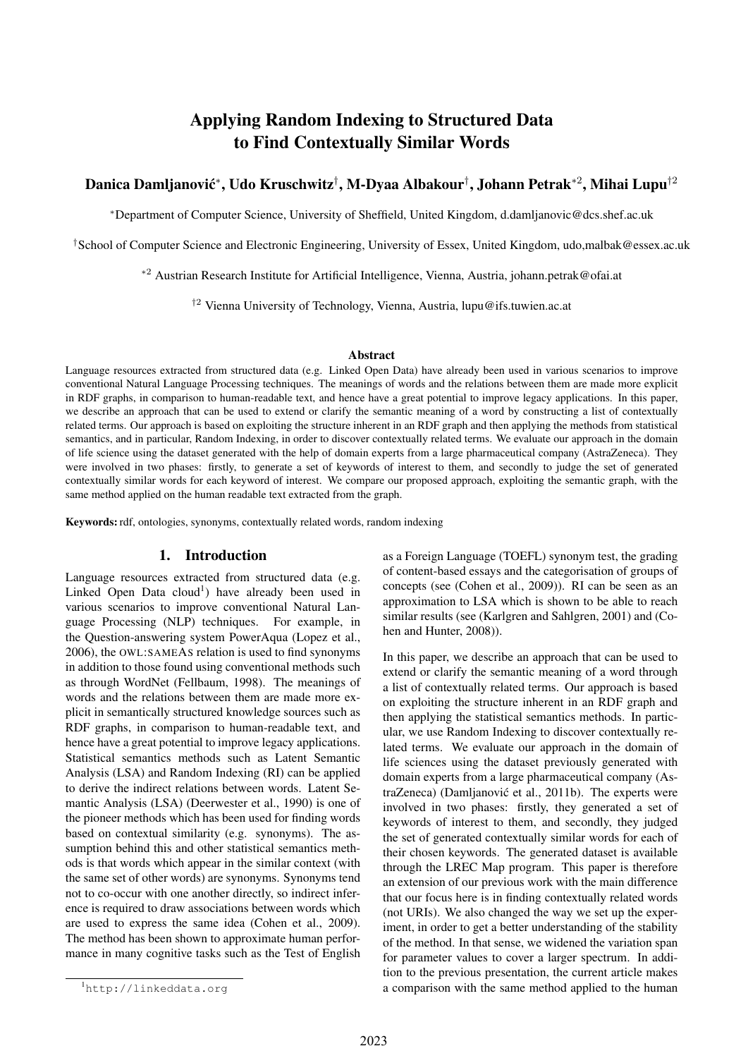# Applying Random Indexing to Structured Data to Find Contextually Similar Words

**Danica Damljanović[*], Udo Kruschwitz[†], M-Dyaa Albakour[†], Johann Petrak[*2], Mihai Lupu[†2]**

[*]Department of Computer Science, University of Sheffield, United Kingdom, d.damljanovic@dcs.shef.ac.uk

[†]School of Computer Science and Electronic Engineering, University of Essex, United Kingdom, udo,malbak@essex.ac.uk

[*2] Austrian Research Institute for Artificial Intelligence, Vienna, Austria, johann.petrak@ofai.at

[†2] Vienna University of Technology, Vienna, Austria, lupu@ifs.tuwien.ac.at

### Abstract

Language resources extracted from structured data (e.g. Linked Open Data) have already been used in various scenarios to improve conventional Natural Language Processing techniques. The meanings of words and the relations between them are made more explicit in RDF graphs, in comparison to human-readable text, and hence have a great potential to improve legacy applications. In this paper, we describe an approach that can be used to extend or clarify the semantic meaning of a word by constructing a list of contextually related terms. Our approach is based on exploiting the structure inherent in an RDF graph and then applying the methods from statistical semantics, and in particular, Random Indexing, in order to discover contextually related terms. We evaluate our approach in the domain of life science using the dataset generated with the help of domain experts from a large pharmaceutical company (AstraZeneca). They were involved in two phases: firstly, to generate a set of keywords of interest to them, and secondly to judge the set of generated contextually similar words for each keyword of interest. We compare our proposed approach, exploiting the semantic graph, with the same method applied on the human readable text extracted from the graph.

**Keywords:** rdf, ontologies, synonyms, contextually related words, random indexing

## 1. Introduction

Language resources extracted from structured data (e.g. Linked Open Data cloud[1]) have already been used in various scenarios to improve conventional Natural Language Processing (NLP) techniques. For example, in the Question-answering system PowerAqua (Lopez et al., 2006), the OWL:SAMEAS relation is used to find synonyms in addition to those found using conventional methods such as through WordNet (Fellbaum, 1998). The meanings of words and the relations between them are made more explicit in semantically structured knowledge sources such as RDF graphs, in comparison to human-readable text, and hence have a great potential to improve legacy applications. Statistical semantics methods such as Latent Semantic Analysis (LSA) and Random Indexing (RI) can be applied to derive the indirect relations between words. Latent Semantic Analysis (LSA) (Deerwester et al., 1990) is one of the pioneer methods which has been used for finding words based on contextual similarity (e.g. synonyms). The assumption behind this and other statistical semantics methods is that words which appear in the similar context (with the same set of other words) are synonyms. Synonyms tend not to co-occur with one another directly, so indirect inference is required to draw associations between words which are used to express the same idea (Cohen et al., 2009). The method has been shown to approximate human performance in many cognitive tasks such as the Test of English as a Foreign Language (TOEFL) synonym test, the grading of content-based essays and the categorisation of groups of concepts (see (Cohen et al., 2009)). RI can be seen as an approximation to LSA which is shown to be able to reach similar results (see (Karlgren and Sahlgren, 2001) and (Cohen and Hunter, 2008)).

In this paper, we describe an approach that can be used to extend or clarify the semantic meaning of a word through a list of contextually related terms. Our approach is based on exploiting the structure inherent in an RDF graph and then applying the statistical semantics methods. In particular, we use Random Indexing to discover contextually related terms. We evaluate our approach in the domain of life sciences using the dataset previously generated with domain experts from a large pharmaceutical company (AstraZeneca) (Damljanović et al., 2011b). The experts were involved in two phases: firstly, they generated a set of keywords of interest to them, and secondly, they judged the set of generated contextually similar words for each of their chosen keywords. The generated dataset is available through the LREC Map program. This paper is therefore an extension of our previous work with the main difference that our focus here is in finding contextually related words (not URIs). We also changed the way we set up the experiment, in order to get a better understanding of the stability of the method. In that sense, we widened the variation span for parameter values to cover a larger spectrum. In addition to the previous presentation, the current article makes a comparison with the same method applied to the human

[1] http://linkeddata.org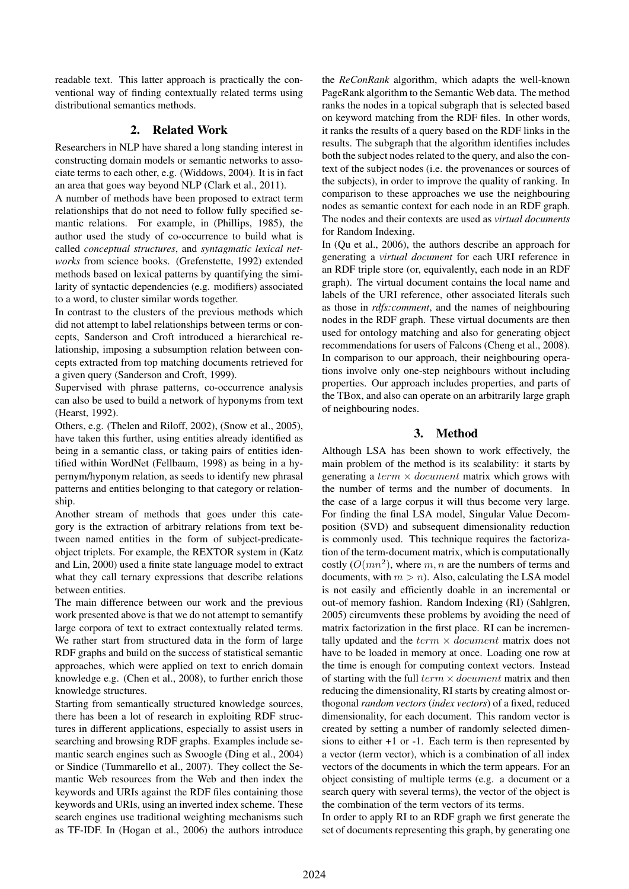readable text. This latter approach is practically the conventional way of finding contextually related terms using distributional semantics methods.

## 2. Related Work

Researchers in NLP have shared a long standing interest in constructing domain models or semantic networks to associate terms to each other, e.g. (Widdows, 2004). It is in fact an area that goes way beyond NLP (Clark et al., 2011).

A number of methods have been proposed to extract term relationships that do not need to follow fully specified semantic relations. For example, in (Phillips, 1985), the author used the study of co-occurrence to build what is called *conceptual structures*, and *syntagmatic lexical networks* from science books. (Grefenstette, 1992) extended methods based on lexical patterns by quantifying the similarity of syntactic dependencies (e.g. modifiers) associated to a word, to cluster similar words together.

In contrast to the clusters of the previous methods which did not attempt to label relationships between terms or concepts, Sanderson and Croft introduced a hierarchical relationship, imposing a subsumption relation between concepts extracted from top matching documents retrieved for a given query (Sanderson and Croft, 1999).

Supervised with phrase patterns, co-occurrence analysis can also be used to build a network of hyponyms from text (Hearst, 1992).

Others, e.g. (Thelen and Riloff, 2002), (Snow et al., 2005), have taken this further, using entities already identified as being in a semantic class, or taking pairs of entities identified within WordNet (Fellbaum, 1998) as being in a hypernym/hyponym relation, as seeds to identify new phrasal patterns and entities belonging to that category or relationship.

Another stream of methods that goes under this category is the extraction of arbitrary relations from text between named entities in the form of subject-predicate-object triplets. For example, the REXTOR system in (Katz and Lin, 2000) used a finite state language model to extract what they call ternary expressions that describe relations between entities.

The main difference between our work and the previous work presented above is that we do not attempt to semantify large corpora of text to extract contextually related terms. We rather start from structured data in the form of large RDF graphs and build on the success of statistical semantic approaches, which were applied on text to enrich domain knowledge e.g. (Chen et al., 2008), to further enrich those knowledge structures.

Starting from semantically structured knowledge sources, there has been a lot of research in exploiting RDF structures in different applications, especially to assist users in searching and browsing RDF graphs. Examples include semantic search engines such as Swoogle (Ding et al., 2004) or Sindice (Tummarello et al., 2007). They collect the Semantic Web resources from the Web and then index the keywords and URIs against the RDF files containing those keywords and URIs, using an inverted index scheme. These search engines use traditional weighting mechanisms such as TF-IDF. In (Hogan et al., 2006) the authors introduce the *ReConRank* algorithm, which adapts the well-known PageRank algorithm to the Semantic Web data. The method ranks the nodes in a topical subgraph that is selected based on keyword matching from the RDF files. In other words, it ranks the results of a query based on the RDF links in the results. The subgraph that the algorithm identifies includes both the subject nodes related to the query, and also the context of the subject nodes (i.e. the provenances or sources of the subjects), in order to improve the quality of ranking. In comparison to these approaches we use the neighbouring nodes as semantic context for each node in an RDF graph. The nodes and their contexts are used as *virtual documents* for Random Indexing.

In (Qu et al., 2006), the authors describe an approach for generating a *virtual document* for each URI reference in an RDF triple store (or, equivalently, each node in an RDF graph). The virtual document contains the local name and labels of the URI reference, other associated literals such as those in *rdfs:comment*, and the names of neighbouring nodes in the RDF graph. These virtual documents are then used for ontology matching and also for generating object recommendations for users of Falcons (Cheng et al., 2008). In comparison to our approach, their neighbouring operations involve only one-step neighbours without including properties. Our approach includes properties, and parts of the TBox, and also can operate on an arbitrarily large graph of neighbouring nodes.

## 3. Method

Although LSA has been shown to work effectively, the main problem of the method is its scalability: it starts by generating a $term \times document$ matrix which grows with the number of terms and the number of documents. In the case of a large corpus it will thus become very large. For finding the final LSA model, Singular Value Decomposition (SVD) and subsequent dimensionality reduction is commonly used. This technique requires the factorization of the term-document matrix, which is computationally costly ($O(mn^2)$, where $m, n$ are the numbers of terms and documents, with $m > n$). Also, calculating the LSA model is not easily and efficiently doable in an incremental or out-of memory fashion. Random Indexing (RI) (Sahlgren, 2005) circumvents these problems by avoiding the need of matrix factorization in the first place. RI can be incrementally updated and the $term \times document$ matrix does not have to be loaded in memory at once. Loading one row at the time is enough for computing context vectors. Instead of starting with the full $term \times document$ matrix and then reducing the dimensionality, RI starts by creating almost orthogonal *random vectors* (*index vectors*) of a fixed, reduced dimensionality, for each document. This random vector is created by setting a number of randomly selected dimensions to either +1 or -1. Each term is then represented by a vector (term vector), which is a combination of all index vectors of the documents in which the term appears. For an object consisting of multiple terms (e.g. a document or a search query with several terms), the vector of the object is the combination of the term vectors of its terms.

In order to apply RI to an RDF graph we first generate the set of documents representing this graph, by generating one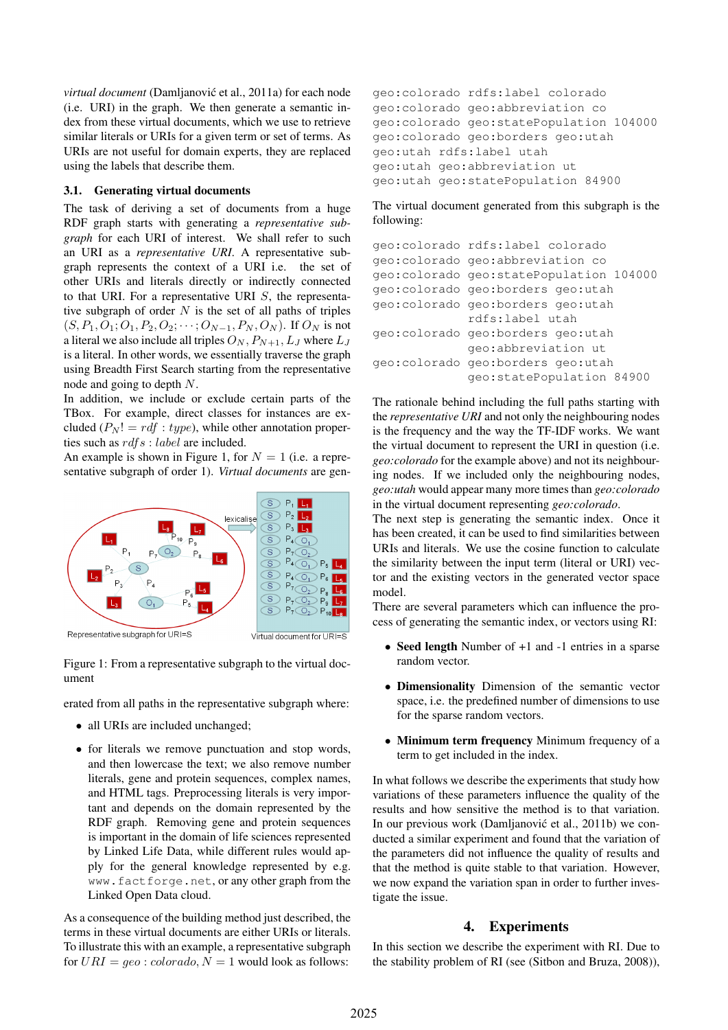*virtual document* (Damljanović et al., 2011a) for each node (i.e. URI) in the graph. We then generate a semantic index from these virtual documents, which we use to retrieve similar literals or URIs for a given term or set of terms. As URIs are not useful for domain experts, they are replaced using the labels that describe them.

### 3.1. Generating virtual documents

The task of deriving a set of documents from a huge RDF graph starts with generating a *representative subgraph* for each URI of interest. We shall refer to such an URI as a *representative URI*. A representative subgraph represents the context of a URI i.e. the set of other URIs and literals directly or indirectly connected to that URI. For a representative URI $S$, the representative subgraph of order $N$ is the set of all paths of triples $(S, P_1, O_1; O_1, P_2, O_2; \cdots; O_{N-1}, P_N, O_N)$. If $O_N$ is not a literal we also include all triples $O_N, P_{N+1}, L_J$ where $L_J$ is a literal. In other words, we essentially traverse the graph using Breadth First Search starting from the representative node and going to depth $N$.

In addition, we include or exclude certain parts of the TBox. For example, direct classes for instances are excluded ($P_N! = rdf:type$), while other annotation properties such as $rdfs:label$ are included.

An example is shown in Figure 1, for $N = 1$ (i.e. a representative subgraph of order 1). *Virtual documents* are generated from all paths in the representative subgraph where:

Figure 1: From a representative subgraph to the virtual document

- all URIs are included unchanged;
- for literals we remove punctuation and stop words, and then lowercase the text; we also remove number literals, gene and protein sequences, complex names, and HTML tags. Preprocessing literals is very important and depends on the domain represented by the RDF graph. Removing gene and protein sequences is important in the domain of life sciences represented by Linked Life Data, while different rules would apply for the general knowledge represented by e.g. `www.factforge.net`, or any other graph from the Linked Open Data cloud.

As a consequence of the building method just described, the terms in these virtual documents are either URIs or literals. To illustrate this with an example, a representative subgraph for $URI = geo:colorado, N = 1$ would look as follows:

```
geo:colorado rdfs:label colorado
geo:colorado geo:abbreviation co
geo:colorado geo:statePopulation 104000
geo:colorado geo:borders geo:utah
geo:utah rdfs:label utah
geo:utah geo:abbreviation ut
geo:utah geo:statePopulation 84900
```

The virtual document generated from this subgraph is the following:

```
geo:colorado rdfs:label colorado
geo:colorado geo:abbreviation co
geo:colorado geo:statePopulation 104000
geo:colorado geo:borders geo:utah
geo:colorado geo:borders geo:utah
             rdfs:label utah
geo:colorado geo:borders geo:utah
             geo:abbreviation ut
geo:colorado geo:borders geo:utah
             geo:statePopulation 84900
```

The rationale behind including the full paths starting with the *representative URI* and not only the neighbouring nodes is the frequency and the way the TF-IDF works. We want the virtual document to represent the URI in question (i.e. *geo:colorado* for the example above) and not its neighbouring nodes. If we included only the neighbouring nodes, *geo:utah* would appear many more times than *geo:colorado* in the virtual document representing *geo:colorado*.

The next step is generating the semantic index. Once it has been created, it can be used to find similarities between URIs and literals. We use the cosine function to calculate the similarity between the input term (literal or URI) vector and the existing vectors in the generated vector space model.

There are several parameters which can influence the process of generating the semantic index, or vectors using RI:

- **Seed length** Number of +1 and -1 entries in a sparse random vector.
- **Dimensionality** Dimension of the semantic vector space, i.e. the predefined number of dimensions to use for the sparse random vectors.
- **Minimum term frequency** Minimum frequency of a term to get included in the index.

In what follows we describe the experiments that study how variations of these parameters influence the quality of the results and how sensitive the method is to that variation. In our previous work (Damljanović et al., 2011b) we conducted a similar experiment and found that the variation of the parameters did not influence the quality of results and that the method is quite stable to that variation. However, we now expand the variation span in order to further investigate the issue.

## 4. Experiments

In this section we describe the experiment with RI. Due to the stability problem of RI (see (Sitbon and Bruza, 2008)),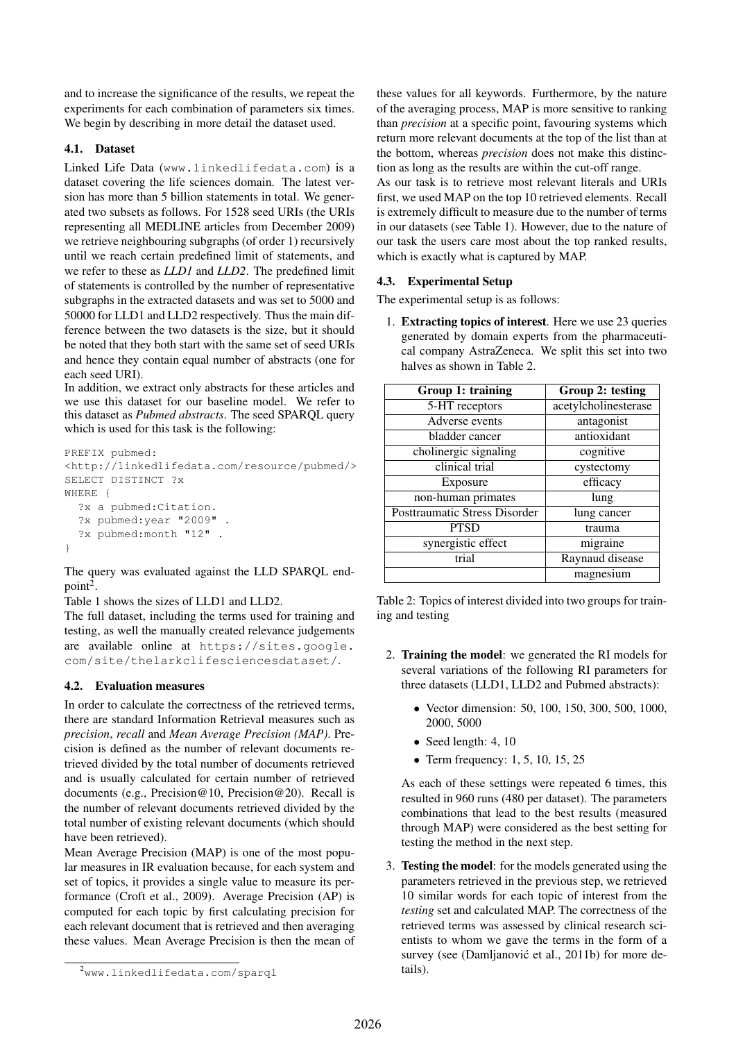and to increase the significance of the results, we repeat the experiments for each combination of parameters six times. We begin by describing in more detail the dataset used.

### 4.1. Dataset

Linked Life Data (www.linkedlifedata.com) is a dataset covering the life sciences domain. The latest version has more than 5 billion statements in total. We generated two subsets as follows. For 1528 seed URIs (the URIs representing all MEDLINE articles from December 2009) we retrieve neighbouring subgraphs (of order 1) recursively until we reach certain predefined limit of statements, and we refer to these as *LLD1* and *LLD2*. The predefined limit of statements is controlled by the number of representative subgraphs in the extracted datasets and was set to 5000 and 50000 for LLD1 and LLD2 respectively. Thus the main difference between the two datasets is the size, but it should be noted that they both start with the same set of seed URIs and hence they contain equal number of abstracts (one for each seed URI).

In addition, we extract only abstracts for these articles and we use this dataset for our baseline model. We refer to this dataset as *Pubmed abstracts*. The seed SPARQL query which is used for this task is the following:

```
PREFIX pubmed:
<http://linkedlifedata.com/resource/pubmed/>
SELECT DISTINCT ?x
WHERE {
  ?x a pubmed:Citation.
  ?x pubmed:year "2009" .
  ?x pubmed:month "12" .
}
```

The query was evaluated against the LLD SPARQL endpoint[2].

Table 1 shows the sizes of LLD1 and LLD2.

The full dataset, including the terms used for training and testing, as well the manually created relevance judgements are available online at https://sites.google.com/site/thelarkclifesciencesdataset/.

### 4.2. Evaluation measures

In order to calculate the correctness of the retrieved terms, there are standard Information Retrieval measures such as *precision*, *recall* and *Mean Average Precision (MAP)*. Precision is defined as the number of relevant documents retrieved divided by the total number of documents retrieved and is usually calculated for certain number of retrieved documents (e.g., Precision@10, Precision@20). Recall is the number of relevant documents retrieved divided by the total number of existing relevant documents (which should have been retrieved).

Mean Average Precision (MAP) is one of the most popular measures in IR evaluation because, for each system and set of topics, it provides a single value to measure its performance (Croft et al., 2009). Average Precision (AP) is computed for each topic by first calculating precision for each relevant document that is retrieved and then averaging these values. Mean Average Precision is then the mean of these values for all keywords. Furthermore, by the nature of the averaging process, MAP is more sensitive to ranking than *precision* at a specific point, favouring systems which return more relevant documents at the top of the list than at the bottom, whereas *precision* does not make this distinction as long as the results are within the cut-off range.

As our task is to retrieve most relevant literals and URIs first, we used MAP on the top 10 retrieved elements. Recall is extremely difficult to measure due to the number of terms in our datasets (see Table 1). However, due to the nature of our task the users care most about the top ranked results, which is exactly what is captured by MAP.

### 4.3. Experimental Setup

The experimental setup is as follows:

1. **Extracting topics of interest**. Here we use 23 queries generated by domain experts from the pharmaceutical company AstraZeneca. We split this set into two halves as shown in Table 2.

| Group 1: training | Group 2: testing |
|---|---|
| 5-HT receptors | acetylcholinesterase |
| Adverse events | antagonist |
| bladder cancer | antioxidant |
| cholinergic signaling | cognitive |
| clinical trial | cystectomy |
| Exposure | efficacy |
| non-human primates | lung |
| Posttraumatic Stress Disorder | lung cancer |
| PTSD | trauma |
| synergistic effect | migraine |
| trial | Raynaud disease |
| | magnesium |

Table 2: Topics of interest divided into two groups for training and testing

2. **Training the model**: we generated the RI models for several variations of the following RI parameters for three datasets (LLD1, LLD2 and Pubmed abstracts):

   - Vector dimension: 50, 100, 150, 300, 500, 1000, 2000, 5000
   - Seed length: 4, 10
   - Term frequency: 1, 5, 10, 15, 25

   As each of these settings were repeated 6 times, this resulted in 960 runs (480 per dataset). The parameters combinations that lead to the best results (measured through MAP) were considered as the best setting for testing the method in the next step.

3. **Testing the model**: for the models generated using the parameters retrieved in the previous step, we retrieved 10 similar words for each topic of interest from the *testing* set and calculated MAP. The correctness of the retrieved terms was assessed by clinical research scientists to whom we gave the terms in the form of a survey (see (Damljanović et al., 2011b) for more details).

[2] www.linkedlifedata.com/sparql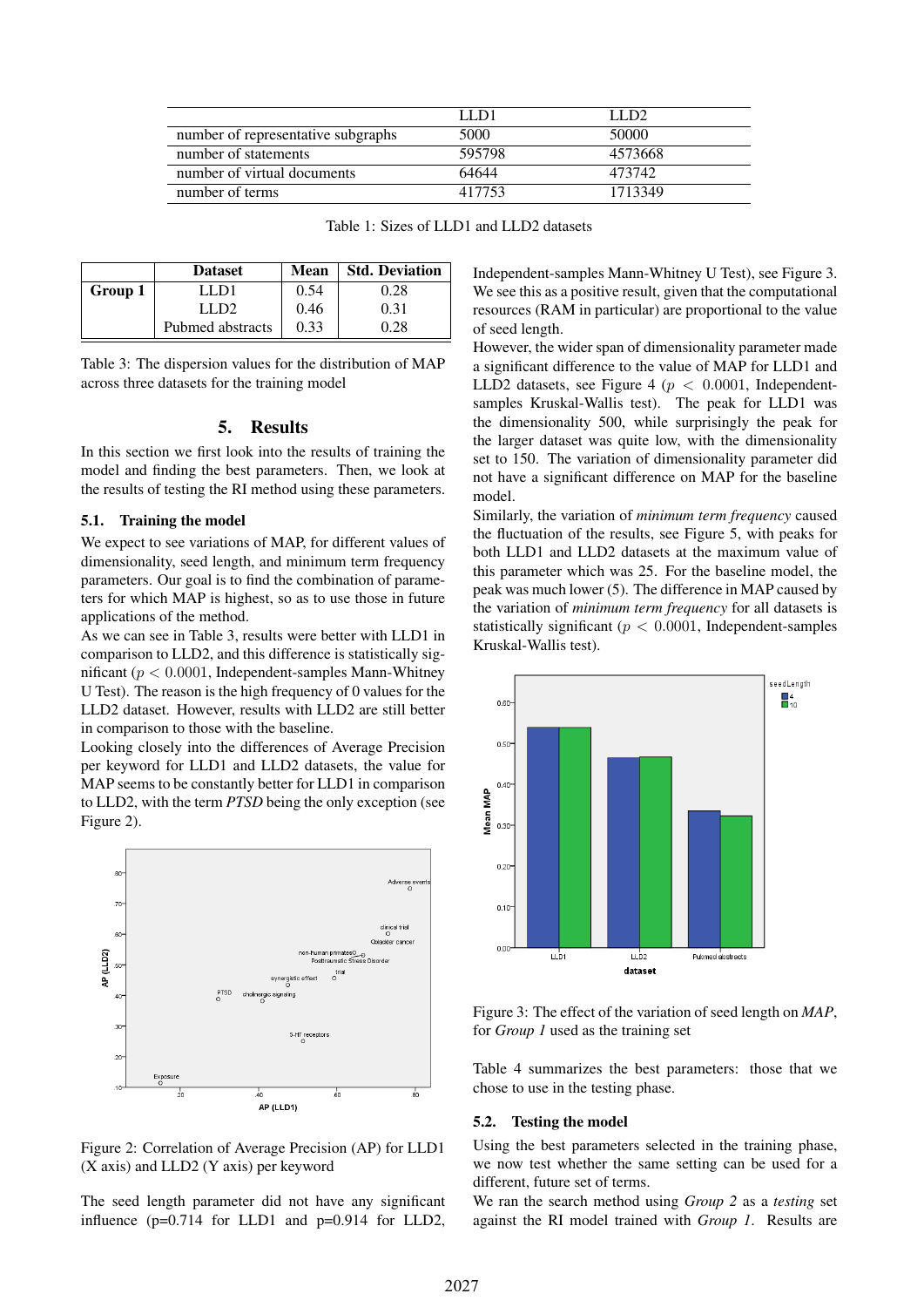|  | LLD1 | LLD2 |
|---|---|---|
| number of representative subgraphs | 5000 | 50000 |
| number of statements | 595798 | 4573668 |
| number of virtual documents | 64644 | 473742 |
| number of terms | 417753 | 1713349 |

Table 1: Sizes of LLD1 and LLD2 datasets

|  | Dataset | Mean | Std. Deviation |
|---|---|---|---|
| **Group 1** | LLD1 | 0.54 | 0.28 |
|  | LLD2 | 0.46 | 0.31 |
|  | Pubmed abstracts | 0.33 | 0.28 |

Table 3: The dispersion values for the distribution of MAP across three datasets for the training model

## 5. Results

In this section we first look into the results of training the model and finding the best parameters. Then, we look at the results of testing the RI method using these parameters.

### 5.1. Training the model

We expect to see variations of MAP, for different values of dimensionality, seed length, and minimum term frequency parameters. Our goal is to find the combination of parameters for which MAP is highest, so as to use those in future applications of the method.

As we can see in Table 3, results were better with LLD1 in comparison to LLD2, and this difference is statistically significant ($p < 0.0001$, Independent-samples Mann-Whitney U Test). The reason is the high frequency of 0 values for the LLD2 dataset. However, results with LLD2 are still better in comparison to those with the baseline.

Looking closely into the differences of Average Precision per keyword for LLD1 and LLD2 datasets, the value for MAP seems to be constantly better for LLD1 in comparison to LLD2, with the term *PTSD* being the only exception (see Figure 2).

Figure 2: Correlation of Average Precision (AP) for LLD1 (X axis) and LLD2 (Y axis) per keyword

The seed length parameter did not have any significant influence (p=0.714 for LLD1 and p=0.914 for LLD2, Independent-samples Mann-Whitney U Test), see Figure 3. We see this as a positive result, given that the computational resources (RAM in particular) are proportional to the value of seed length.

However, the wider span of dimensionality parameter made a significant difference to the value of MAP for LLD1 and LLD2 datasets, see Figure 4 ($p < 0.0001$, Independent-samples Kruskal-Wallis test). The peak for LLD1 was the dimensionality 500, while surprisingly the peak for the larger dataset was quite low, with the dimensionality set to 150. The variation of dimensionality parameter did not have a significant difference on MAP for the baseline model.

Similarly, the variation of *minimum term frequency* caused the fluctuation of the results, see Figure 5, with peaks for both LLD1 and LLD2 datasets at the maximum value of this parameter which was 25. For the baseline model, the peak was much lower (5). The difference in MAP caused by the variation of *minimum term frequency* for all datasets is statistically significant ($p < 0.0001$, Independent-samples Kruskal-Wallis test).

Figure 3: The effect of the variation of seed length on *MAP*, for *Group 1* used as the training set

Table 4 summarizes the best parameters: those that we chose to use in the testing phase.

### 5.2. Testing the model

Using the best parameters selected in the training phase, we now test whether the same setting can be used for a different, future set of terms.

We ran the search method using *Group 2* as a *testing* set against the RI model trained with *Group 1*. Results are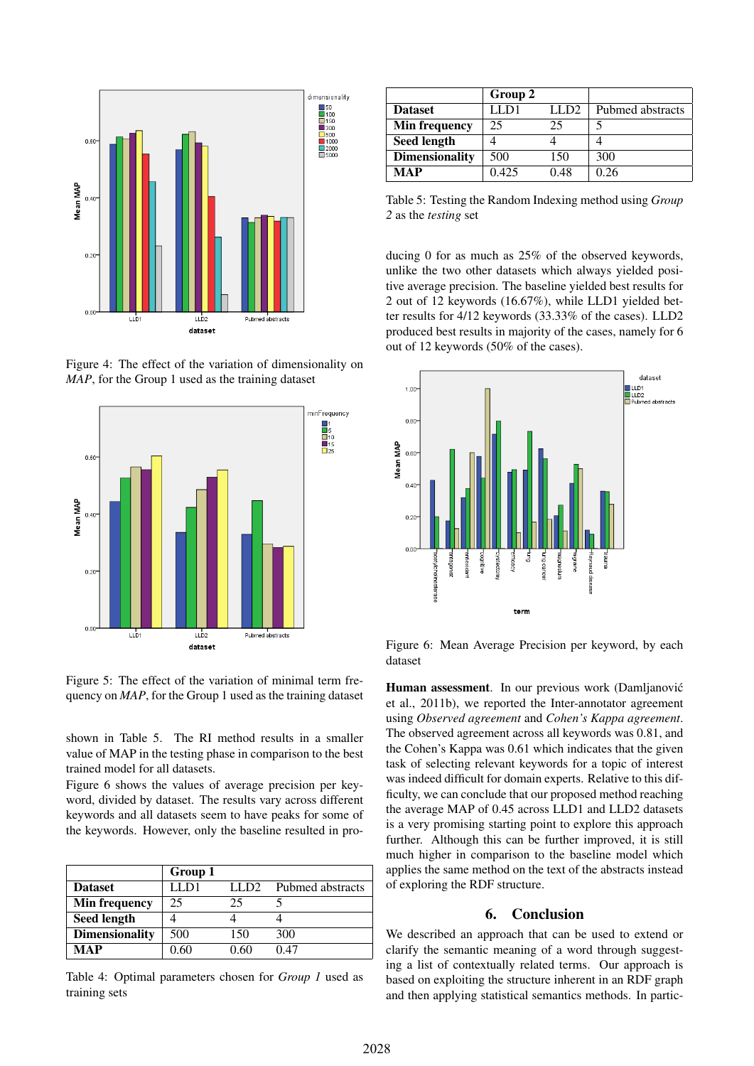Figure 4: The effect of the variation of dimensionality on *MAP*, for the Group 1 used as the training dataset

Figure 5: The effect of the variation of minimal term frequency on *MAP*, for the Group 1 used as the training dataset

shown in Table 5. The RI method results in a smaller value of MAP in the testing phase in comparison to the best trained model for all datasets.

Figure 6 shows the values of average precision per keyword, divided by dataset. The results vary across different keywords and all datasets seem to have peaks for some of the keywords. However, only the baseline resulted in producing 0 for as much as 25% of the observed keywords, unlike the two other datasets which always yielded positive average precision. The baseline yielded best results for 2 out of 12 keywords (16.67%), while LLD1 yielded better results for 4/12 keywords (33.33% of the cases). LLD2 produced best results in majority of the cases, namely for 6 out of 12 keywords (50% of the cases).

| | Group 1 | | |
|---|---|---|---|
| **Dataset** | LLD1 | LLD2 | Pubmed abstracts |
| **Min frequency** | 25 | 25 | 5 |
| **Seed length** | 4 | 4 | 4 |
| **Dimensionality** | 500 | 150 | 300 |
| **MAP** | 0.60 | 0.60 | 0.47 |

Table 4: Optimal parameters chosen for *Group 1* used as training sets

| | Group 2 | | |
|---|---|---|---|
| **Dataset** | LLD1 | LLD2 | Pubmed abstracts |
| **Min frequency** | 25 | 25 | 5 |
| **Seed length** | 4 | 4 | 4 |
| **Dimensionality** | 500 | 150 | 300 |
| **MAP** | 0.425 | 0.48 | 0.26 |

Table 5: Testing the Random Indexing method using *Group 2* as the *testing* set

Figure 6: Mean Average Precision per keyword, by each dataset

**Human assessment**. In our previous work (Damljanović et al., 2011b), we reported the Inter-annotator agreement using *Observed agreement* and *Cohen's Kappa agreement*. The observed agreement across all keywords was 0.81, and the Cohen's Kappa was 0.61 which indicates that the given task of selecting relevant keywords for a topic of interest was indeed difficult for domain experts. Relative to this difficulty, we can conclude that our proposed method reaching the average MAP of 0.45 across LLD1 and LLD2 datasets is a very promising starting point to explore this approach further. Although this can be further improved, it is still much higher in comparison to the baseline model which applies the same method on the text of the abstracts instead of exploring the RDF structure.

## 6. Conclusion

We described an approach that can be used to extend or clarify the semantic meaning of a word through suggesting a list of contextually related terms. Our approach is based on exploiting the structure inherent in an RDF graph and then applying statistical semantics methods. In partic-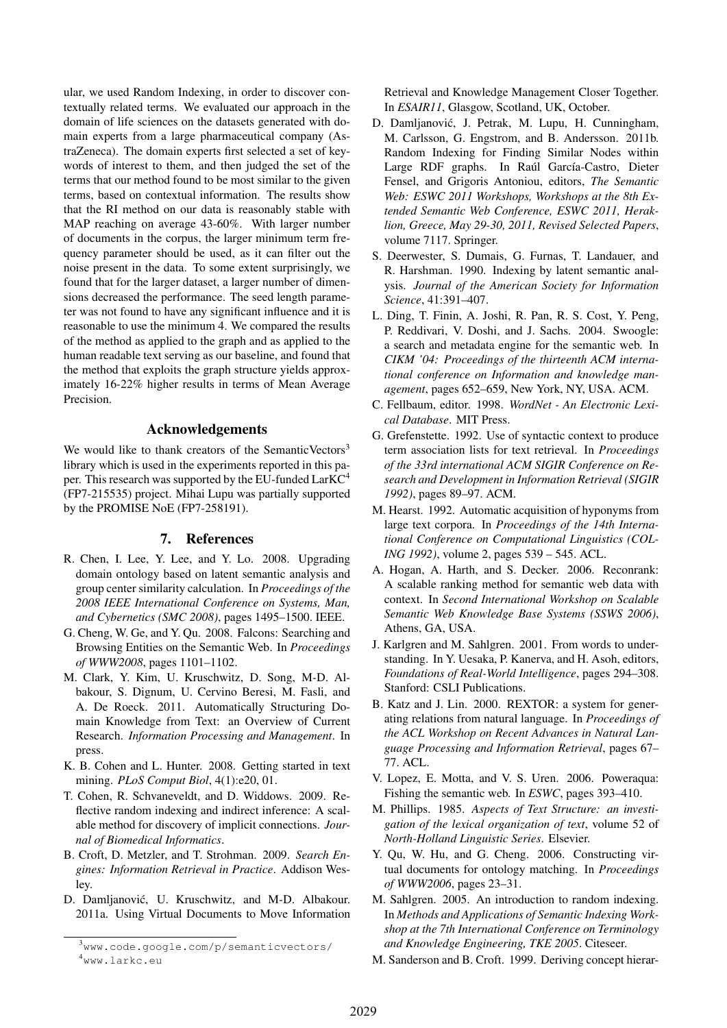ular, we used Random Indexing, in order to discover contextually related terms. We evaluated our approach in the domain of life sciences on the datasets generated with domain experts from a large pharmaceutical company (AstraZeneca). The domain experts first selected a set of keywords of interest to them, and then judged the set of the terms that our method found to be most similar to the given terms, based on contextual information. The results show that the RI method on our data is reasonably stable with MAP reaching on average 43-60%. With larger number of documents in the corpus, the larger minimum term frequency parameter should be used, as it can filter out the noise present in the data. To some extent surprisingly, we found that for the larger dataset, a larger number of dimensions decreased the performance. The seed length parameter was not found to have any significant influence and it is reasonable to use the minimum 4. We compared the results of the method as applied to the graph and as applied to the human readable text serving as our baseline, and found that the method that exploits the graph structure yields approximately 16-22% higher results in terms of Mean Average Precision.

## Acknowledgements

We would like to thank creators of the SemanticVectors[3] library which is used in the experiments reported in this paper. This research was supported by the EU-funded LarKC[4] (FP7-215535) project. Mihai Lupu was partially supported by the PROMISE NoE (FP7-258191).

## 7. References

R. Chen, I. Lee, Y. Lee, and Y. Lo. 2008. Upgrading domain ontology based on latent semantic analysis and group center similarity calculation. In *Proceedings of the 2008 IEEE International Conference on Systems, Man, and Cybernetics (SMC 2008)*, pages 1495–1500. IEEE.

G. Cheng, W. Ge, and Y. Qu. 2008. Falcons: Searching and Browsing Entities on the Semantic Web. In *Proceedings of WWW2008*, pages 1101–1102.

M. Clark, Y. Kim, U. Kruschwitz, D. Song, M-D. Albakour, S. Dignum, U. Cervino Beresi, M. Fasli, and A. De Roeck. 2011. Automatically Structuring Domain Knowledge from Text: an Overview of Current Research. *Information Processing and Management*. In press.

K. B. Cohen and L. Hunter. 2008. Getting started in text mining. *PLoS Comput Biol*, 4(1):e20, 01.

T. Cohen, R. Schvaneveldt, and D. Widdows. 2009. Reflective random indexing and indirect inference: A scalable method for discovery of implicit connections. *Journal of Biomedical Informatics*.

B. Croft, D. Metzler, and T. Strohman. 2009. *Search Engines: Information Retrieval in Practice*. Addison Wesley.

D. Damljanović, U. Kruschwitz, and M-D. Albakour. 2011a. Using Virtual Documents to Move Information Retrieval and Knowledge Management Closer Together. In *ESAIR11*, Glasgow, Scotland, UK, October.

D. Damljanović, J. Petrak, M. Lupu, H. Cunningham, M. Carlsson, G. Engstrom, and B. Andersson. 2011b. Random Indexing for Finding Similar Nodes within Large RDF graphs. In Raúl García-Castro, Dieter Fensel, and Grigoris Antoniou, editors, *The Semantic Web: ESWC 2011 Workshops, Workshops at the 8th Extended Semantic Web Conference, ESWC 2011, Heraklion, Greece, May 29-30, 2011, Revised Selected Papers*, volume 7117. Springer.

S. Deerwester, S. Dumais, G. Furnas, T. Landauer, and R. Harshman. 1990. Indexing by latent semantic analysis. *Journal of the American Society for Information Science*, 41:391–407.

L. Ding, T. Finin, A. Joshi, R. Pan, R. S. Cost, Y. Peng, P. Reddivari, V. Doshi, and J. Sachs. 2004. Swoogle: a search and metadata engine for the semantic web. In *CIKM '04: Proceedings of the thirteenth ACM international conference on Information and knowledge management*, pages 652–659, New York, NY, USA. ACM.

C. Fellbaum, editor. 1998. *WordNet - An Electronic Lexical Database*. MIT Press.

G. Grefenstette. 1992. Use of syntactic context to produce term association lists for text retrieval. In *Proceedings of the 33rd international ACM SIGIR Conference on Research and Development in Information Retrieval (SIGIR 1992)*, pages 89–97. ACM.

M. Hearst. 1992. Automatic acquisition of hyponyms from large text corpora. In *Proceedings of the 14th International Conference on Computational Linguistics (COLING 1992)*, volume 2, pages 539 – 545. ACL.

A. Hogan, A. Harth, and S. Decker. 2006. Reconrank: A scalable ranking method for semantic web data with context. In *Second International Workshop on Scalable Semantic Web Knowledge Base Systems (SSWS 2006)*, Athens, GA, USA.

J. Karlgren and M. Sahlgren. 2001. From words to understanding. In Y. Uesaka, P. Kanerva, and H. Asoh, editors, *Foundations of Real-World Intelligence*, pages 294–308. Stanford: CSLI Publications.

B. Katz and J. Lin. 2000. REXTOR: a system for generating relations from natural language. In *Proceedings of the ACL Workshop on Recent Advances in Natural Language Processing and Information Retrieval*, pages 67–77. ACL.

V. Lopez, E. Motta, and V. S. Uren. 2006. Poweraqua: Fishing the semantic web. In *ESWC*, pages 393–410.

M. Phillips. 1985. *Aspects of Text Structure: an investigation of the lexical organization of text*, volume 52 of *North-Holland Linguistic Series*. Elsevier.

Y. Qu, W. Hu, and G. Cheng. 2006. Constructing virtual documents for ontology matching. In *Proceedings of WWW2006*, pages 23–31.

M. Sahlgren. 2005. An introduction to random indexing. In *Methods and Applications of Semantic Indexing Workshop at the 7th International Conference on Terminology and Knowledge Engineering, TKE 2005*. Citeseer.

M. Sanderson and B. Croft. 1999. Deriving concept hierar-

[3] www.code.google.com/p/semanticvectors/

[4] www.larkc.eu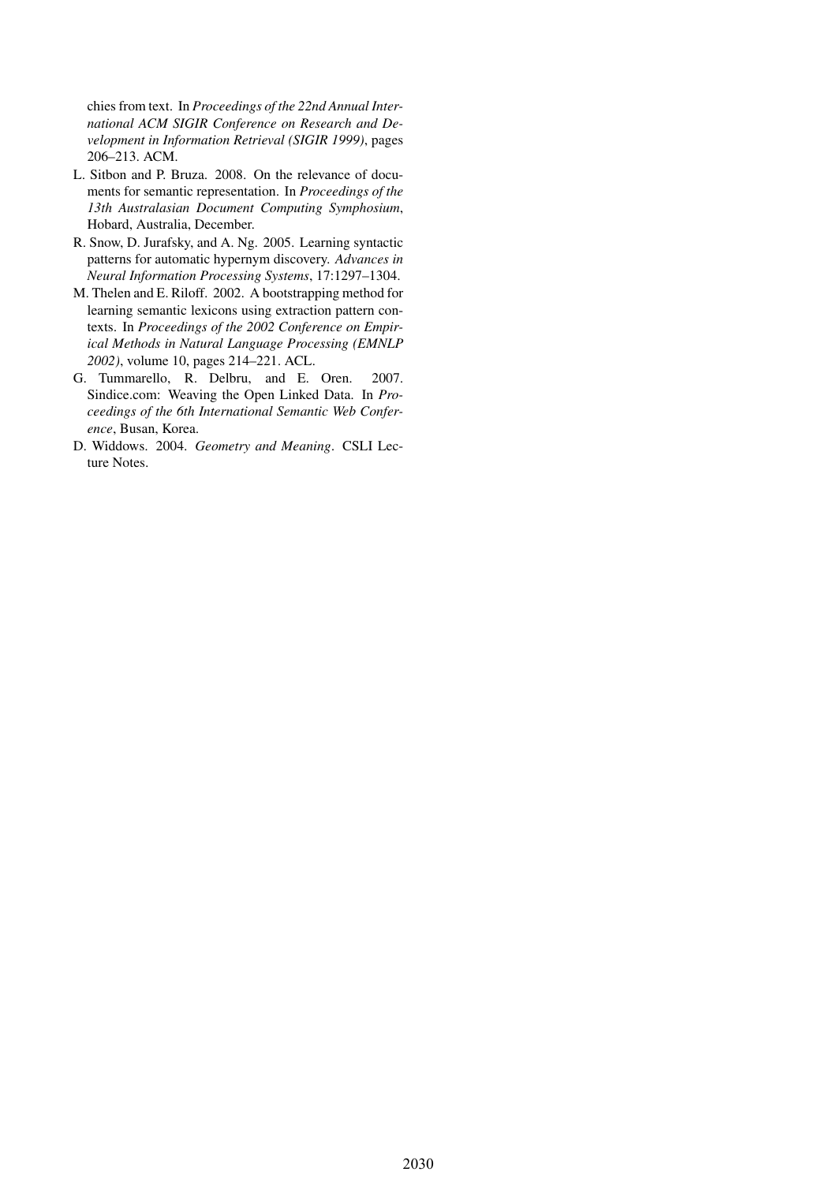chies from text. In *Proceedings of the 22nd Annual International ACM SIGIR Conference on Research and Development in Information Retrieval (SIGIR 1999)*, pages 206–213. ACM.

L. Sitbon and P. Bruza. 2008. On the relevance of documents for semantic representation. In *Proceedings of the 13th Australasian Document Computing Symphosium*, Hobard, Australia, December.

R. Snow, D. Jurafsky, and A. Ng. 2005. Learning syntactic patterns for automatic hypernym discovery. *Advances in Neural Information Processing Systems*, 17:1297–1304.

M. Thelen and E. Riloff. 2002. A bootstrapping method for learning semantic lexicons using extraction pattern contexts. In *Proceedings of the 2002 Conference on Empirical Methods in Natural Language Processing (EMNLP 2002)*, volume 10, pages 214–221. ACL.

G. Tummarello, R. Delbru, and E. Oren. 2007. Sindice.com: Weaving the Open Linked Data. In *Proceedings of the 6th International Semantic Web Conference*, Busan, Korea.

D. Widdows. 2004. *Geometry and Meaning*. CSLI Lecture Notes.